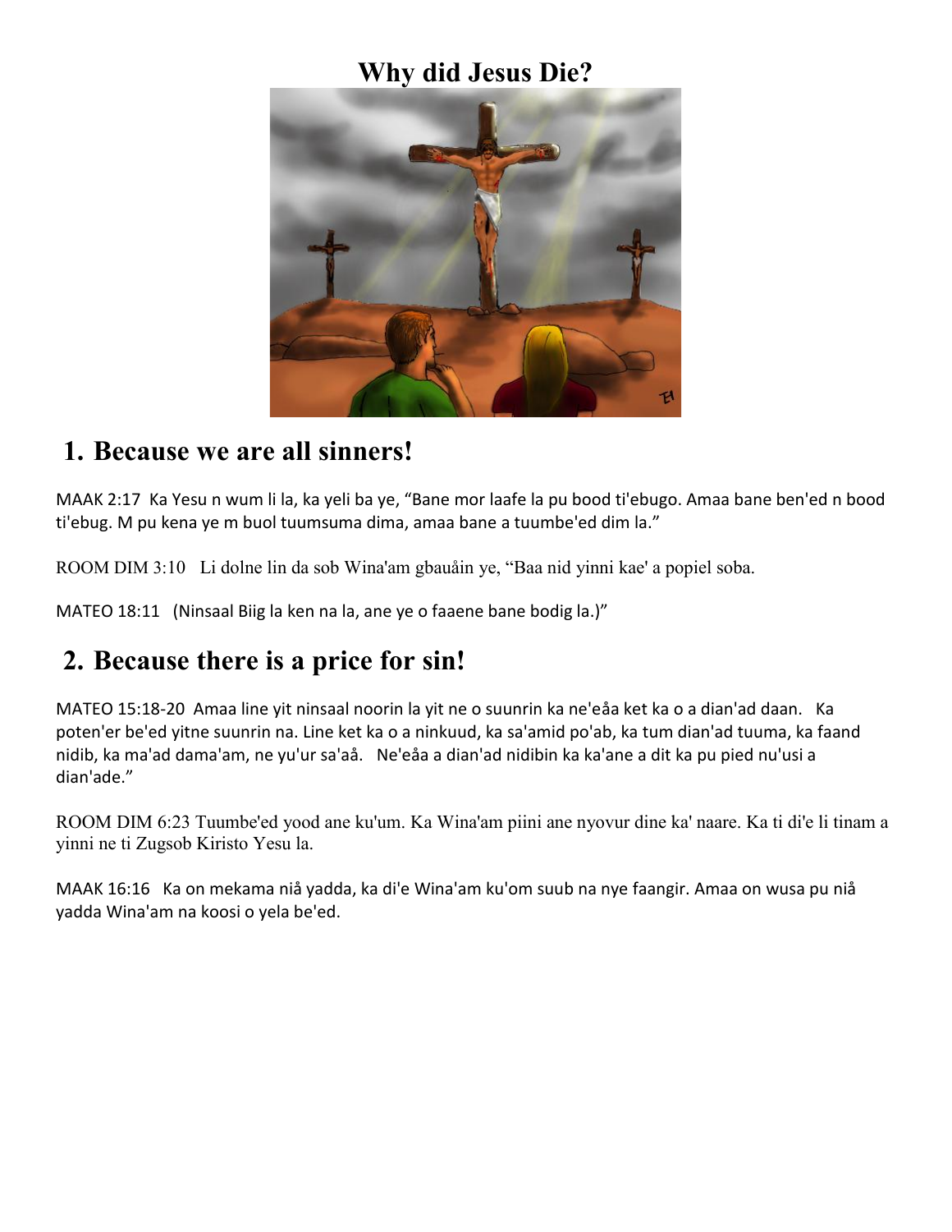# Why did Jesus Die?

## 1. Because we are all sinners!

MAAK 2:17 Ka Yesu n wum li la, ka yeli ba ye, "Bane mor laafe la pu bood ti'ebugo. Amaa bane ben'ed n bood ti'ebug. M pu kena ye m buol tuumsuma dima, amaa bane a tuumbe'ed dim la."

ROOM DIM 3:10 Li dolne lin da sob Wina'am gbauåin ye, "Baa nid yinni kae' a popiel soba.

MATEO 18:11 (Ninsaal Biig la ken na la, ane ye o faaene bane bodig la.)"

## 2. Because there is a price for sin!

MATEO 15:18-20 Amaa line yit ninsaal noorin la yit ne o suunrin ka ne'eåa ket ka o a dian'ad daan. Ka poten'er be'ed yitne suunrin na. Line ket ka o a ninkuud, ka sa'amid po'ab, ka tum dian'ad tuuma, ka faand nidib, ka ma'ad dama'am, ne yu'ur sa'aå. Ne'eåa a dian'ad nidibin ka ka'ane a dit ka pu pied nu'usi a dian'ade."

ROOM DIM 6:23 Tuumbe'ed yood ane ku'um. Ka Wina'am piini ane nyovur dine ka' naare. Ka ti di'e li tinam a yinni ne ti Zugsob Kiristo Yesu la.

MAAK 16:16 Ka on mekama niå yadda, ka di'e Wina'am ku'om suub na nye faangir. Amaa on wusa pu niå yadda Wina'am na koosi o yela be'ed.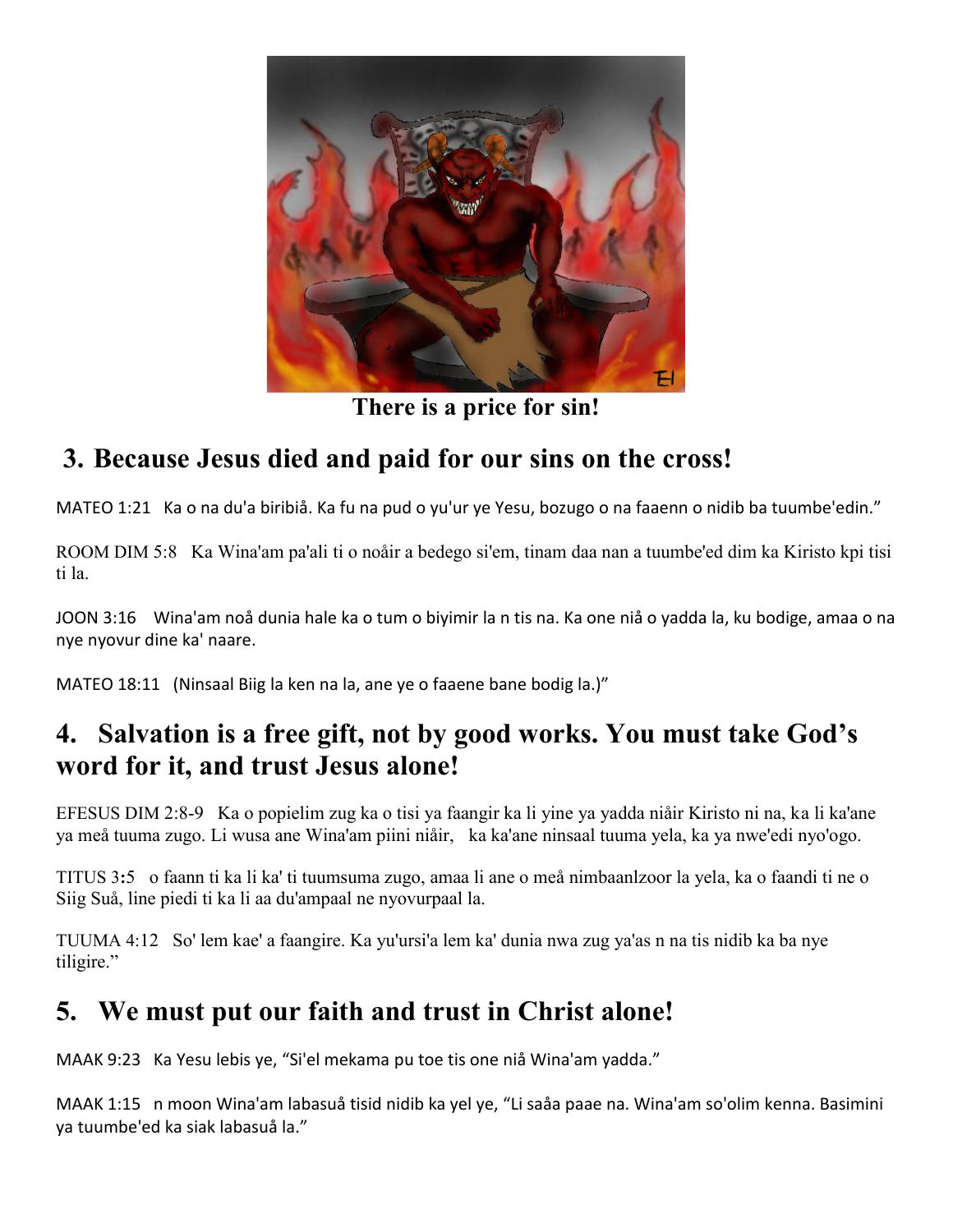**There is a price for sin!**

## 3. Because Jesus died and paid for our sins on the cross!

MATEO 1:21 Ka o na du'a biribiå. Ka fu na pud o yu'ur ye Yesu, bozugo o na faaenn o nidib ba tuumbe'edin."

ROOM DIM 5:8 Ka Wina'am pa'ali ti o noåir a bedego si'em, tinam daa nan a tuumbe'ed dim ka Kiristo kpi tisi ti la.

JOON 3:16 Wina'am noå dunia hale ka o tum o biyimir la n tis na. Ka one niå o yadda la, ku bodige, amaa o na nye nyovur dine ka' naare.

MATEO 18:11 (Ninsaal Biig la ken na la, ane ye o faaene bane bodig la.)"

## 4. Salvation is a free gift, not by good works. You must take God's word for it, and trust Jesus alone!

EFESUS DIM 2:8-9 Ka o popielim zug ka o tisi ya faangir ka li yine ya yadda niåir Kiristo ni na, ka li ka'ane ya meå tuuma zugo. Li wusa ane Wina'am piini niåir, ka ka'ane ninsaal tuuma yela, ka ya nwe'edi nyo'ogo.

TITUS 3:5 o faann ti ka li ka' ti tuumsuma zugo, amaa li ane o meå nimbaanlzoor la yela, ka o faandi ti ne o Siig Suå, line piedi ti ka li aa du'ampaal ne nyovurpaal la.

TUUMA 4:12 So' lem kae' a faangire. Ka yu'ursi'a lem ka' dunia nwa zug ya'as n na tis nidib ka ba nye tiligire."

## 5. We must put our faith and trust in Christ alone!

MAAK 9:23 Ka Yesu lebis ye, "Si'el mekama pu toe tis one niå Wina'am yadda."

MAAK 1:15 n moon Wina'am labasuå tisid nidib ka yel ye, "Li saåa paae na. Wina'am so'olim kenna. Basimini ya tuumbe'ed ka siak labasuå la."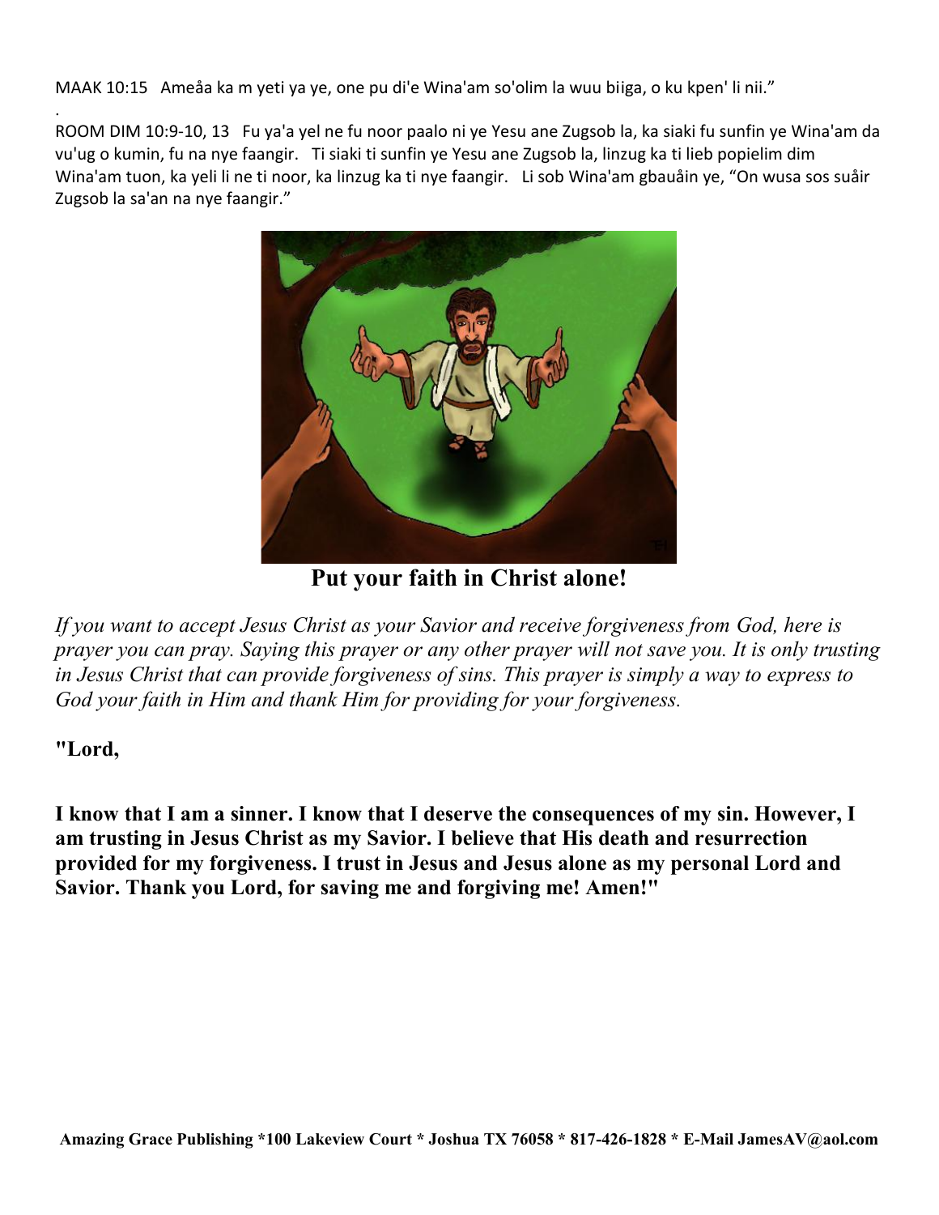MAAK 10:15 Ameåa ka m yeti ya ye, one pu di'e Wina'am so'olim la wuu biiga, o ku kpen' li nii."

.

ROOM DIM 10:9-10, 13 Fu ya'a yel ne fu noor paalo ni ye Yesu ane Zugsob la, ka siaki fu sunfin ye Wina'am da vu'ug o kumin, fu na nye faangir. Ti siaki ti sunfin ye Yesu ane Zugsob la, linzug ka ti lieb popielim dim Wina'am tuon, ka yeli li ne ti noor, ka linzug ka ti nye faangir. Li sob Wina'am gbauåin ye, "On wusa sos suåir Zugsob la sa'an na nye faangir."

**Put your faith in Christ alone!**

*If you want to accept Jesus Christ as your Savior and receive forgiveness from God, here is prayer you can pray. Saying this prayer or any other prayer will not save you. It is only trusting in Jesus Christ that can provide forgiveness of sins. This prayer is simply a way to express to God your faith in Him and thank Him for providing for your forgiveness.*

**"Lord,**

**I know that I am a sinner. I know that I deserve the consequences of my sin. However, I am trusting in Jesus Christ as my Savior. I believe that His death and resurrection provided for my forgiveness. I trust in Jesus and Jesus alone as my personal Lord and Savior. Thank you Lord, for saving me and forgiving me! Amen!"**

**Amazing Grace Publishing *100 Lakeview Court * Joshua TX 76058 * 817-426-1828 * E-Mail JamesAV@aol.com**